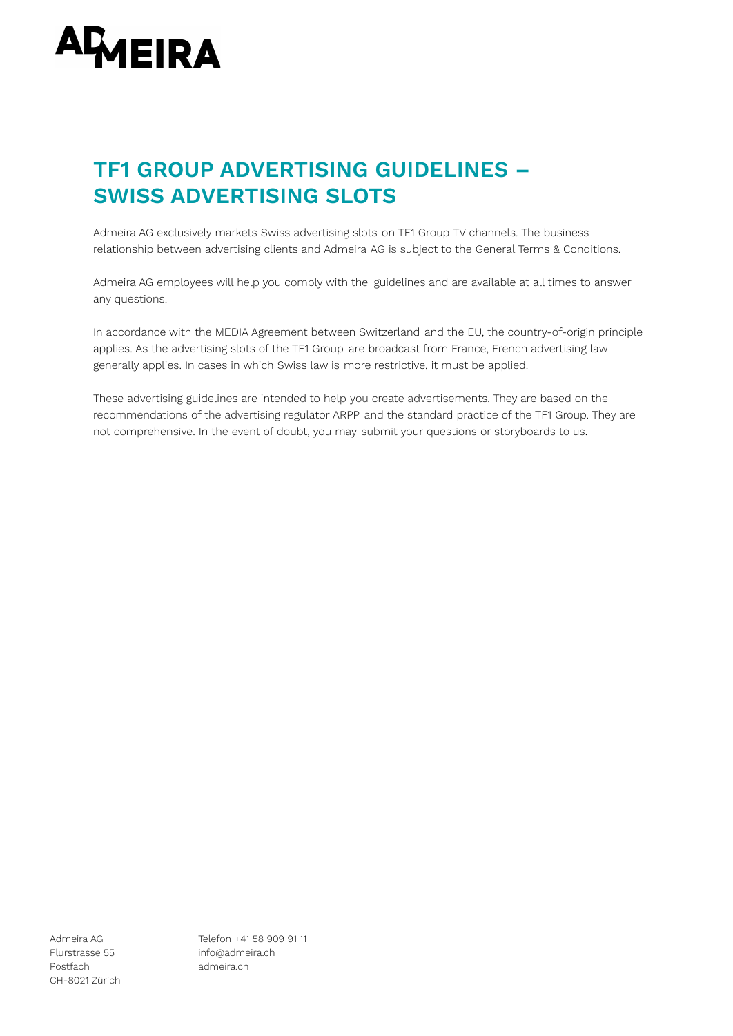# TF1 GROUP ADVERTISING GUIDELINES – SWISS ADVERTISING SLOTS

Admeira AG exclusively markets Swiss advertising slots on TF1 Group TV channels. The business relationship between advertising clients and Admeira AG is subject to the General Terms & Conditions.

Admeira AG employees will help you comply with the guidelines and are available at all times to answer any questions.

In accordance with the MEDIA Agreement between Switzerland and the EU, the country-of-origin principle applies. As the advertising slots of the TF1 Group are broadcast from France, French advertising law generally applies. In cases in which Swiss law is more restrictive, it must be applied.

These advertising guidelines are intended to help you create advertisements. They are based on the recommendations of the advertising regulator ARPP and the standard practice of the TF1 Group. They are not comprehensive. In the event of doubt, you may submit your questions or storyboards to us.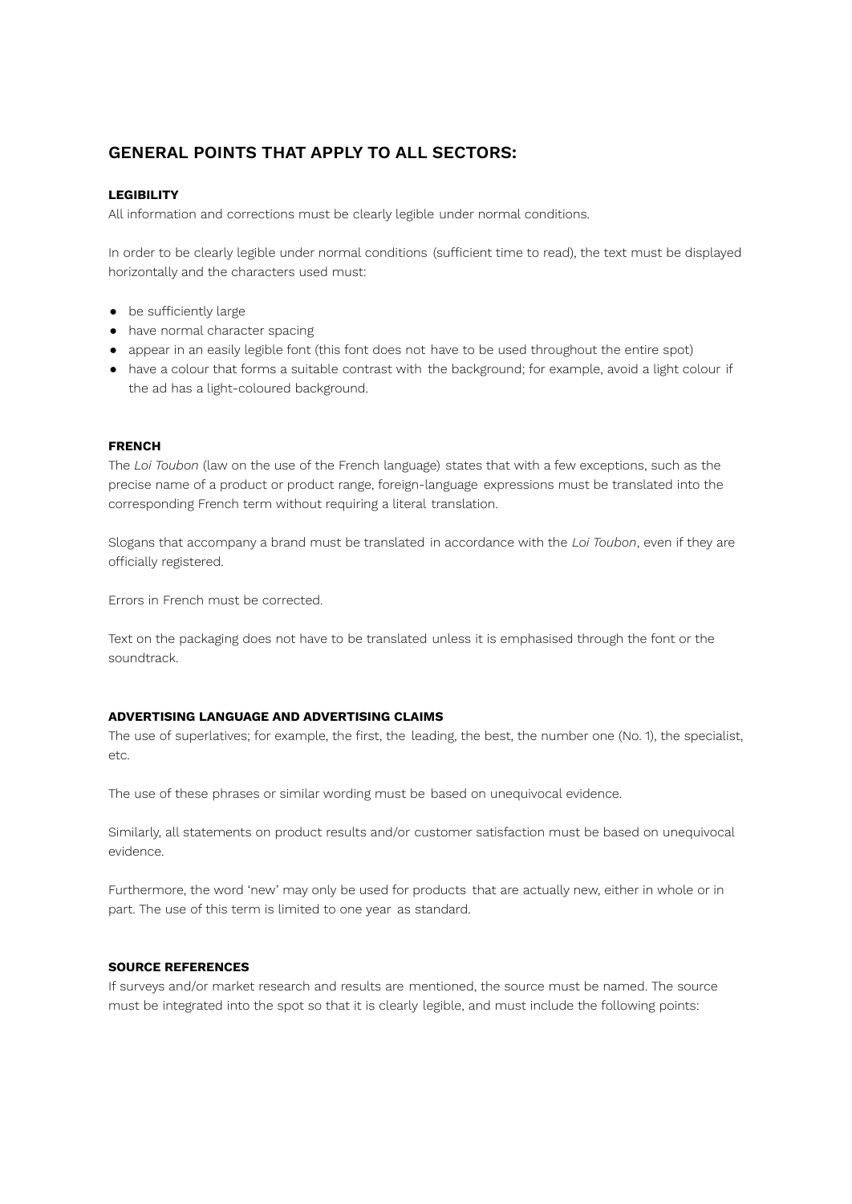## GENERAL POINTS THAT APPLY TO ALL SECTORS:

### LEGIBILITY

All information and corrections must be clearly legible under normal conditions.

In order to be clearly legible under normal conditions (sufficient time to read), the text must be displayed horizontally and the characters used must:

- be sufficiently large
- have normal character spacing
- appear in an easily legible font (this font does not have to be used throughout the entire spot)
- have a colour that forms a suitable contrast with the background; for example, avoid a light colour if the ad has a light-coloured background.

### FRENCH

The *Loi Toubon* (law on the use of the French language) states that with a few exceptions, such as the precise name of a product or product range, foreign-language expressions must be translated into the corresponding French term without requiring a literal translation.

Slogans that accompany a brand must be translated in accordance with the *Loi Toubon*, even if they are officially registered.

Errors in French must be corrected.

Text on the packaging does not have to be translated unless it is emphasised through the font or the soundtrack.

### ADVERTISING LANGUAGE AND ADVERTISING CLAIMS

The use of superlatives; for example, the first, the leading, the best, the number one (No. 1), the specialist, etc.

The use of these phrases or similar wording must be based on unequivocal evidence.

Similarly, all statements on product results and/or customer satisfaction must be based on unequivocal evidence.

Furthermore, the word 'new' may only be used for products that are actually new, either in whole or in part. The use of this term is limited to one year as standard.

### SOURCE REFERENCES

If surveys and/or market research and results are mentioned, the source must be named. The source must be integrated into the spot so that it is clearly legible, and must include the following points: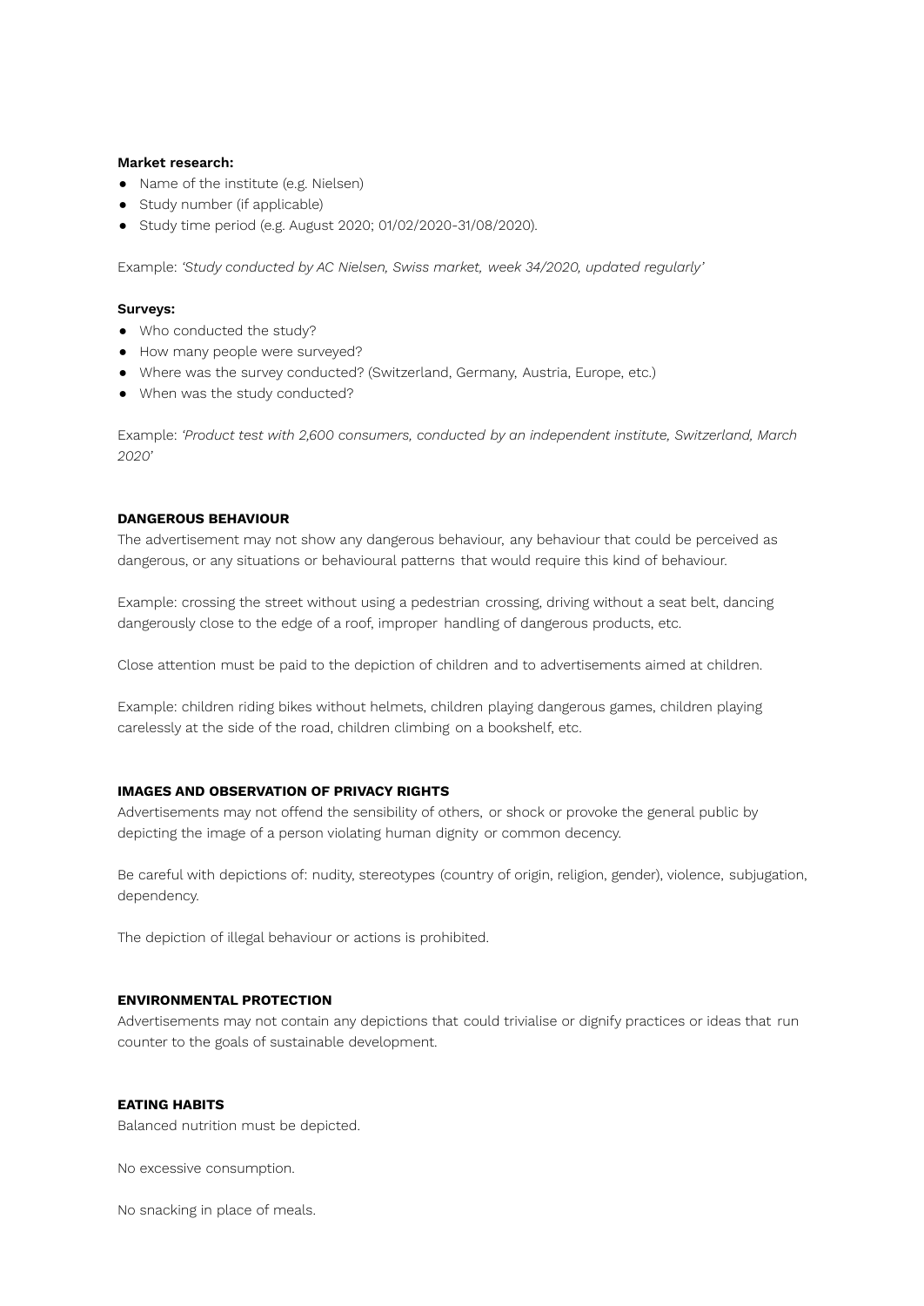**Market research:**

- Name of the institute (e.g. Nielsen)
- Study number (if applicable)
- Study time period (e.g. August 2020; 01/02/2020-31/08/2020).

Example: *'Study conducted by AC Nielsen, Swiss market, week 34/2020, updated regularly'*

**Surveys:**

- Who conducted the study?
- How many people were surveyed?
- Where was the survey conducted? (Switzerland, Germany, Austria, Europe, etc.)
- When was the study conducted?

Example: *'Product test with 2,600 consumers, conducted by an independent institute, Switzerland, March 2020'*

### DANGEROUS BEHAVIOUR

The advertisement may not show any dangerous behaviour, any behaviour that could be perceived as dangerous, or any situations or behavioural patterns that would require this kind of behaviour.

Example: crossing the street without using a pedestrian crossing, driving without a seat belt, dancing dangerously close to the edge of a roof, improper handling of dangerous products, etc.

Close attention must be paid to the depiction of children and to advertisements aimed at children.

Example: children riding bikes without helmets, children playing dangerous games, children playing carelessly at the side of the road, children climbing on a bookshelf, etc.

### IMAGES AND OBSERVATION OF PRIVACY RIGHTS

Advertisements may not offend the sensibility of others, or shock or provoke the general public by depicting the image of a person violating human dignity or common decency.

Be careful with depictions of: nudity, stereotypes (country of origin, religion, gender), violence, subjugation, dependency.

The depiction of illegal behaviour or actions is prohibited.

### ENVIRONMENTAL PROTECTION

Advertisements may not contain any depictions that could trivialise or dignify practices or ideas that run counter to the goals of sustainable development.

### EATING HABITS

Balanced nutrition must be depicted.

No excessive consumption.

No snacking in place of meals.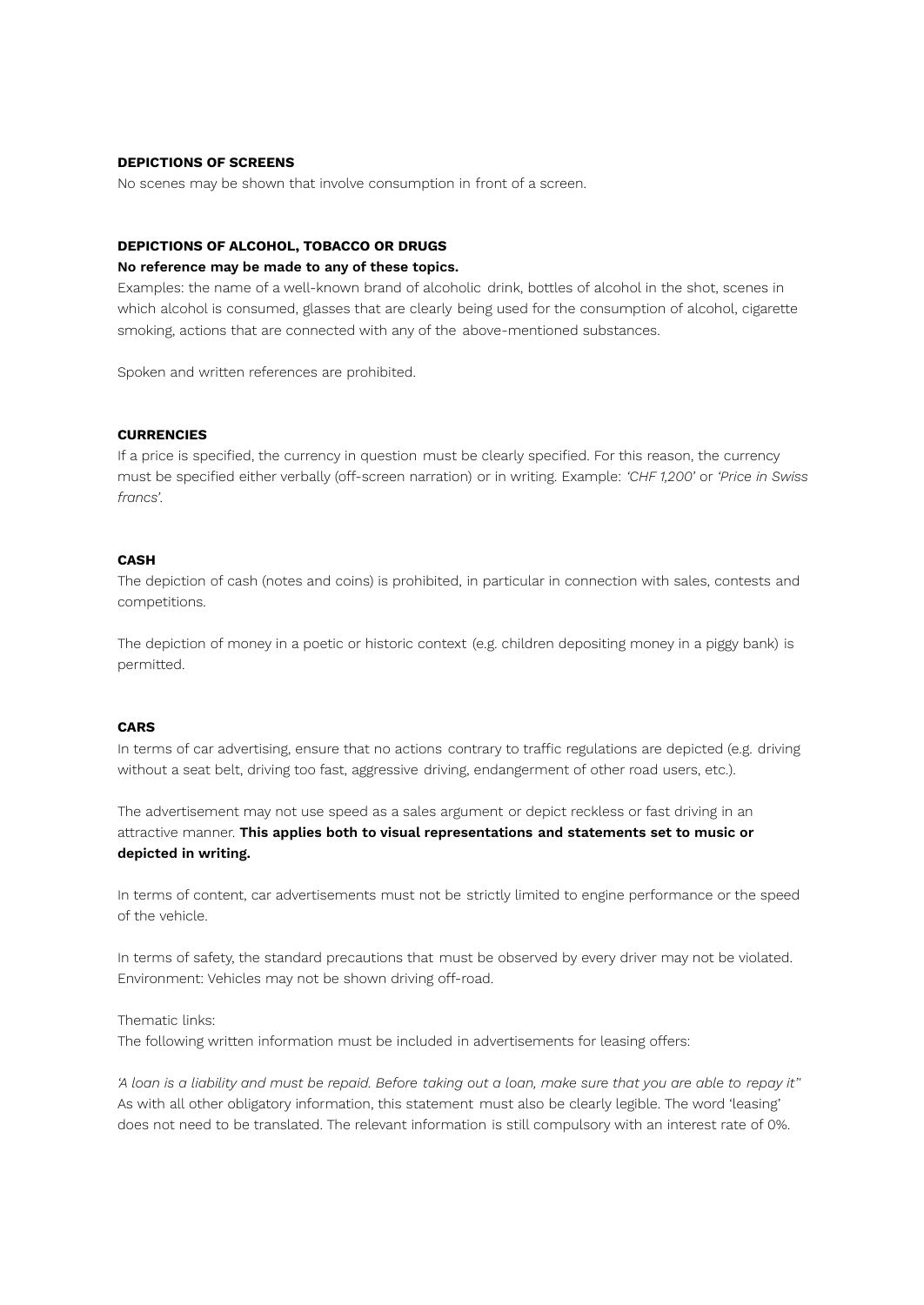**DEPICTIONS OF SCREENS**

No scenes may be shown that involve consumption in front of a screen.

**DEPICTIONS OF ALCOHOL, TOBACCO OR DRUGS**

**No reference may be made to any of these topics.**

Examples: the name of a well-known brand of alcoholic drink, bottles of alcohol in the shot, scenes in which alcohol is consumed, glasses that are clearly being used for the consumption of alcohol, cigarette smoking, actions that are connected with any of the above-mentioned substances.

Spoken and written references are prohibited.

**CURRENCIES**

If a price is specified, the currency in question must be clearly specified. For this reason, the currency must be specified either verbally (off-screen narration) or in writing. Example: *'CHF 1,200'* or *'Price in Swiss francs'*.

**CASH**

The depiction of cash (notes and coins) is prohibited, in particular in connection with sales, contests and competitions.

The depiction of money in a poetic or historic context (e.g. children depositing money in a piggy bank) is permitted.

**CARS**

In terms of car advertising, ensure that no actions contrary to traffic regulations are depicted (e.g. driving without a seat belt, driving too fast, aggressive driving, endangerment of other road users, etc.).

The advertisement may not use speed as a sales argument or depict reckless or fast driving in an attractive manner. **This applies both to visual representations and statements set to music or depicted in writing.**

In terms of content, car advertisements must not be strictly limited to engine performance or the speed of the vehicle.

In terms of safety, the standard precautions that must be observed by every driver may not be violated. Environment: Vehicles may not be shown driving off-road.

Thematic links:
The following written information must be included in advertisements for leasing offers:

*'A loan is a liability and must be repaid. Before taking out a loan, make sure that you are able to repay it''*
As with all other obligatory information, this statement must also be clearly legible. The word 'leasing' does not need to be translated. The relevant information is still compulsory with an interest rate of 0%.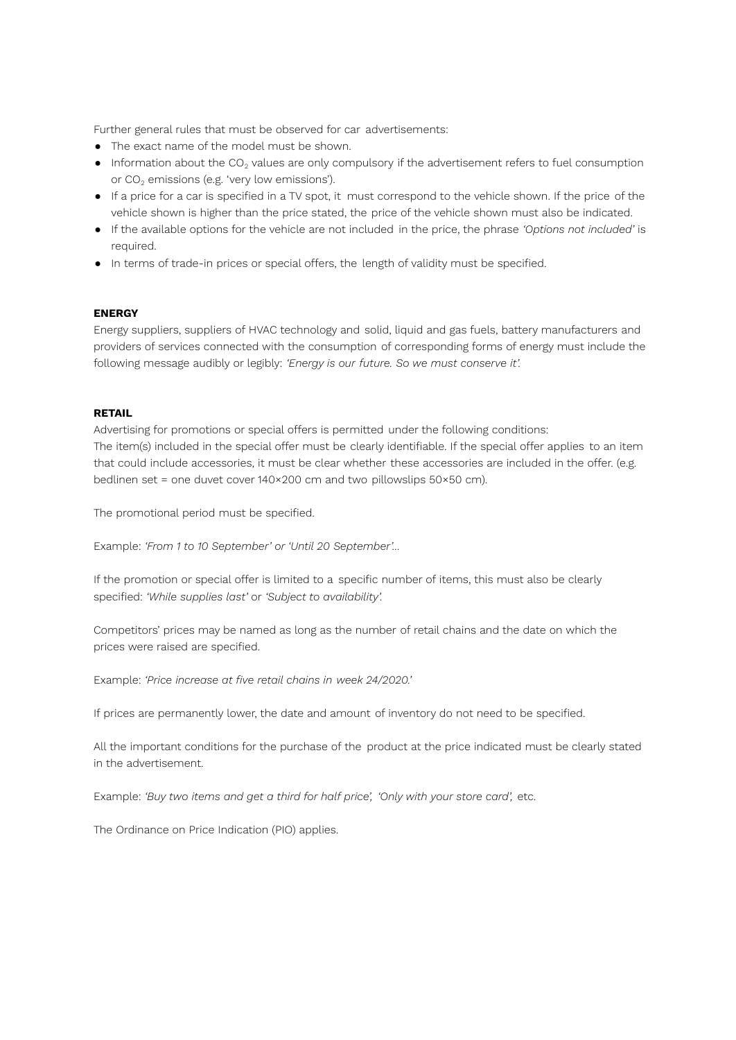Further general rules that must be observed for car advertisements:

- The exact name of the model must be shown.
- Information about the $CO_2$ values are only compulsory if the advertisement refers to fuel consumption or $CO_2$ emissions (e.g. 'very low emissions').
- If a price for a car is specified in a TV spot, it must correspond to the vehicle shown. If the price of the vehicle shown is higher than the price stated, the price of the vehicle shown must also be indicated.
- If the available options for the vehicle are not included in the price, the phrase *'Options not included'* is required.
- In terms of trade-in prices or special offers, the length of validity must be specified.

**ENERGY**

Energy suppliers, suppliers of HVAC technology and solid, liquid and gas fuels, battery manufacturers and providers of services connected with the consumption of corresponding forms of energy must include the following message audibly or legibly: *'Energy is our future. So we must conserve it'.*

**RETAIL**

Advertising for promotions or special offers is permitted under the following conditions:
The item(s) included in the special offer must be clearly identifiable. If the special offer applies to an item that could include accessories, it must be clear whether these accessories are included in the offer. (e.g. bedlinen set = one duvet cover 140×200 cm and two pillowslips 50×50 cm).

The promotional period must be specified.

Example: *'From 1 to 10 September' or 'Until 20 September'...*

If the promotion or special offer is limited to a specific number of items, this must also be clearly specified: *'While supplies last'* or *'Subject to availability'.*

Competitors' prices may be named as long as the number of retail chains and the date on which the prices were raised are specified.

Example: *'Price increase at five retail chains in week 24/2020.'*

If prices are permanently lower, the date and amount of inventory do not need to be specified.

All the important conditions for the purchase of the product at the price indicated must be clearly stated in the advertisement.

Example: *'Buy two items and get a third for half price', 'Only with your store card',* etc.

The Ordinance on Price Indication (PIO) applies.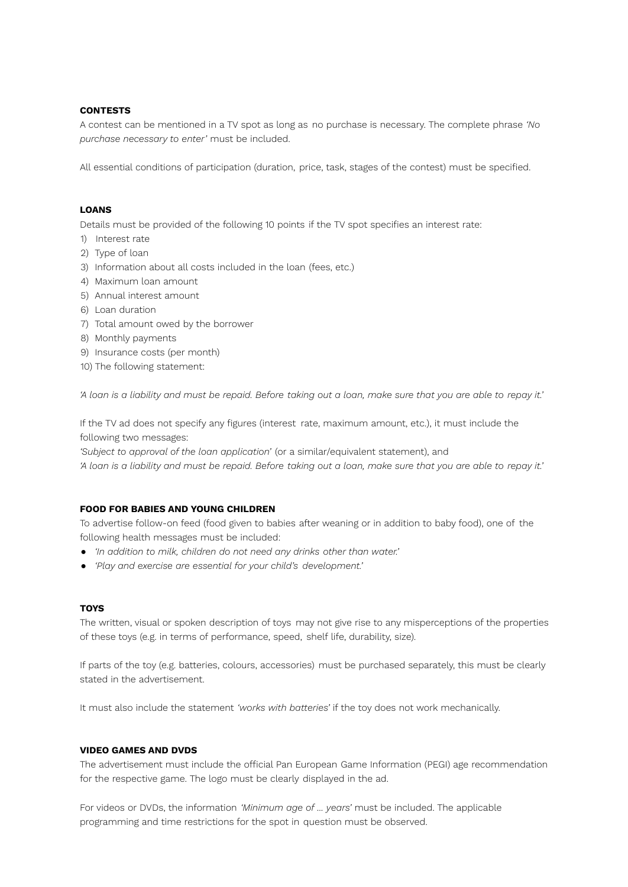**CONTESTS**

A contest can be mentioned in a TV spot as long as no purchase is necessary. The complete phrase *'No purchase necessary to enter'* must be included.

All essential conditions of participation (duration, price, task, stages of the contest) must be specified.

**LOANS**

Details must be provided of the following 10 points if the TV spot specifies an interest rate:

1) Interest rate
2) Type of loan
3) Information about all costs included in the loan (fees, etc.)
4) Maximum loan amount
5) Annual interest amount
6) Loan duration
7) Total amount owed by the borrower
8) Monthly payments
9) Insurance costs (per month)
10) The following statement:

*'A loan is a liability and must be repaid. Before taking out a loan, make sure that you are able to repay it.'*

If the TV ad does not specify any figures (interest rate, maximum amount, etc.), it must include the following two messages:
*'Subject to approval of the loan application'* (or a similar/equivalent statement), and
*'A loan is a liability and must be repaid. Before taking out a loan, make sure that you are able to repay it.'*

**FOOD FOR BABIES AND YOUNG CHILDREN**

To advertise follow-on feed (food given to babies after weaning or in addition to baby food), one of the following health messages must be included:

- *'In addition to milk, children do not need any drinks other than water.'*
- *'Play and exercise are essential for your child's development.'*

**TOYS**

The written, visual or spoken description of toys may not give rise to any misperceptions of the properties of these toys (e.g. in terms of performance, speed, shelf life, durability, size).

If parts of the toy (e.g. batteries, colours, accessories) must be purchased separately, this must be clearly stated in the advertisement.

It must also include the statement *'works with batteries'* if the toy does not work mechanically.

**VIDEO GAMES AND DVDS**

The advertisement must include the official Pan European Game Information (PEGI) age recommendation for the respective game. The logo must be clearly displayed in the ad.

For videos or DVDs, the information *'Minimum age of ... years'* must be included. The applicable programming and time restrictions for the spot in question must be observed.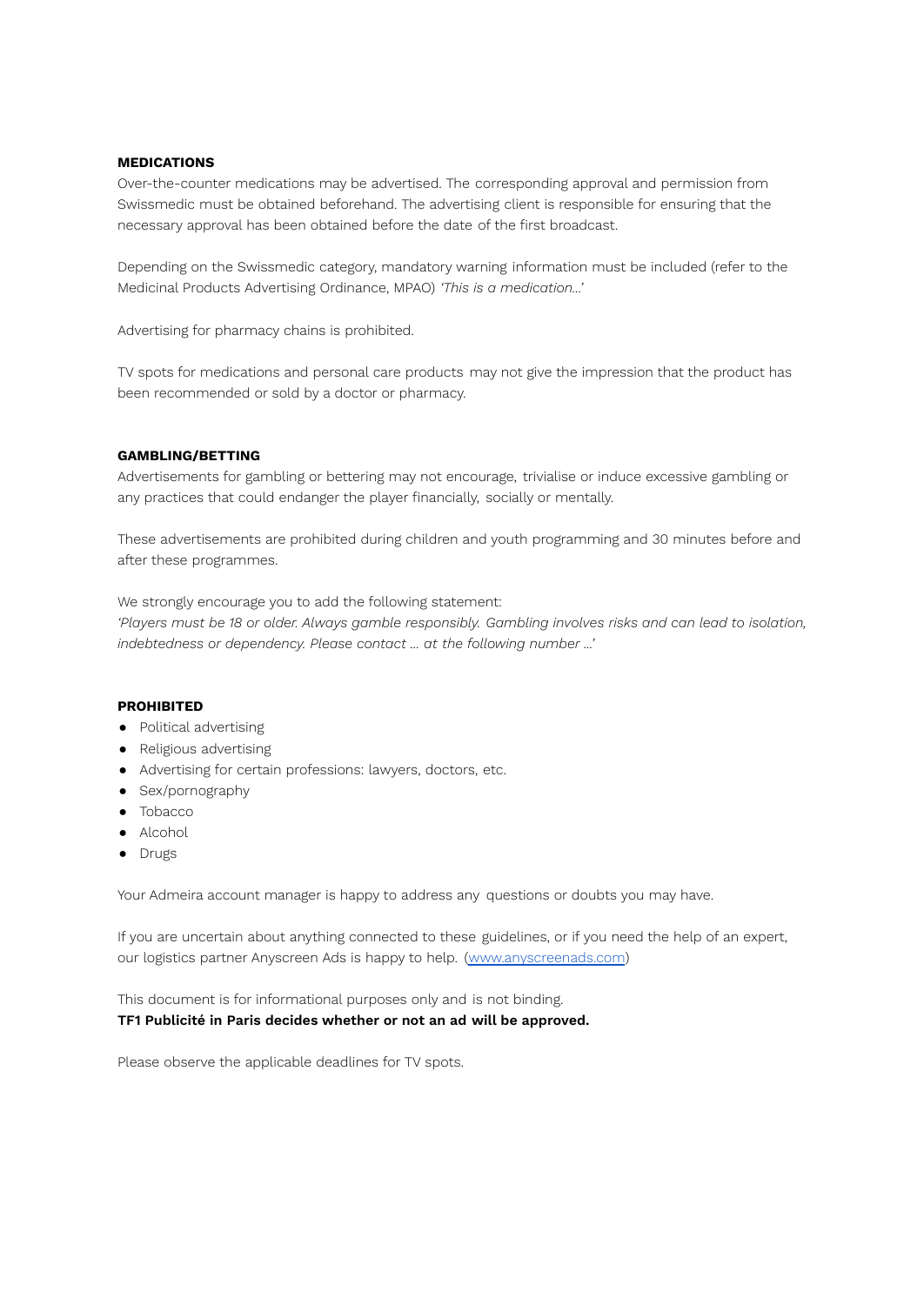**MEDICATIONS**

Over-the-counter medications may be advertised. The corresponding approval and permission from Swissmedic must be obtained beforehand. The advertising client is responsible for ensuring that the necessary approval has been obtained before the date of the first broadcast.

Depending on the Swissmedic category, mandatory warning information must be included (refer to the Medicinal Products Advertising Ordinance, MPAO) *'This is a medication…'*

Advertising for pharmacy chains is prohibited.

TV spots for medications and personal care products may not give the impression that the product has been recommended or sold by a doctor or pharmacy.

**GAMBLING/BETTING**

Advertisements for gambling or bettering may not encourage, trivialise or induce excessive gambling or any practices that could endanger the player financially, socially or mentally.

These advertisements are prohibited during children and youth programming and 30 minutes before and after these programmes.

We strongly encourage you to add the following statement:
*'Players must be 18 or older. Always gamble responsibly. Gambling involves risks and can lead to isolation, indebtedness or dependency. Please contact … at the following number …'*

**PROHIBITED**

- Political advertising
- Religious advertising
- Advertising for certain professions: lawyers, doctors, etc.
- Sex/pornography
- Tobacco
- Alcohol
- Drugs

Your Admeira account manager is happy to address any questions or doubts you may have.

If you are uncertain about anything connected to these guidelines, or if you need the help of an expert, our logistics partner Anyscreen Ads is happy to help. ([www.anyscreenads.com](http://www.anyscreenads.com))

This document is for informational purposes only and is not binding.
**TF1 Publicité in Paris decides whether or not an ad will be approved.**

Please observe the applicable deadlines for TV spots.